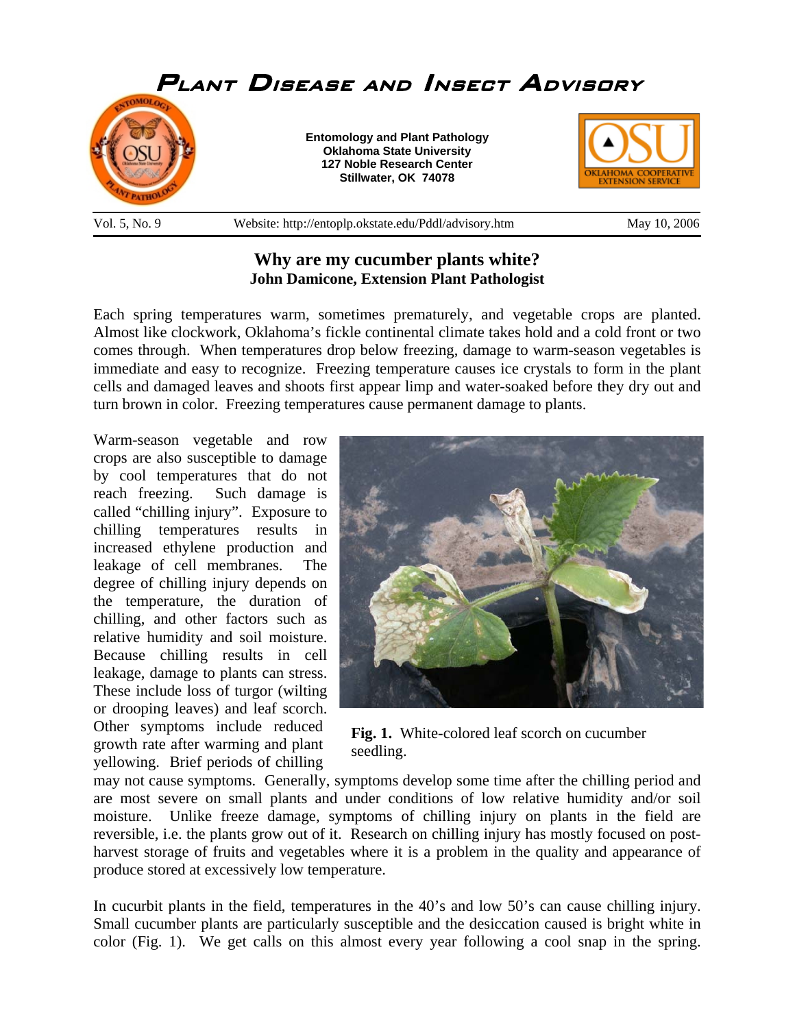# Plant Disease and Insect Advisory

**Entomology and Plant Pathology**
**Oklahoma State University**
**127 Noble Research Center**
**Stillwater, OK 74078**

Vol. 5, No. 9 | Website: http://entoplp.okstate.edu/Pddl/advisory.htm | May 10, 2006

## Why are my cucumber plants white?

**John Damicone, Extension Plant Pathologist**

Each spring temperatures warm, sometimes prematurely, and vegetable crops are planted. Almost like clockwork, Oklahoma's fickle continental climate takes hold and a cold front or two comes through. When temperatures drop below freezing, damage to warm-season vegetables is immediate and easy to recognize. Freezing temperature causes ice crystals to form in the plant cells and damaged leaves and shoots first appear limp and water-soaked before they dry out and turn brown in color. Freezing temperatures cause permanent damage to plants.

Warm-season vegetable and row crops are also susceptible to damage by cool temperatures that do not reach freezing. Such damage is called "chilling injury". Exposure to chilling temperatures results in increased ethylene production and leakage of cell membranes. The degree of chilling injury depends on the temperature, the duration of chilling, and other factors such as relative humidity and soil moisture. Because chilling results in cell leakage, damage to plants can stress. These include loss of turgor (wilting or drooping leaves) and leaf scorch. Other symptoms include reduced growth rate after warming and plant yellowing. Brief periods of chilling may not cause symptoms. Generally, symptoms develop some time after the chilling period and are most severe on small plants and under conditions of low relative humidity and/or soil moisture. Unlike freeze damage, symptoms of chilling injury on plants in the field are reversible, i.e. the plants grow out of it. Research on chilling injury has mostly focused on post-harvest storage of fruits and vegetables where it is a problem in the quality and appearance of produce stored at excessively low temperature.

**Fig. 1.** White-colored leaf scorch on cucumber seedling.

In cucurbit plants in the field, temperatures in the 40's and low 50's can cause chilling injury. Small cucumber plants are particularly susceptible and the desiccation caused is bright white in color (Fig. 1). We get calls on this almost every year following a cool snap in the spring.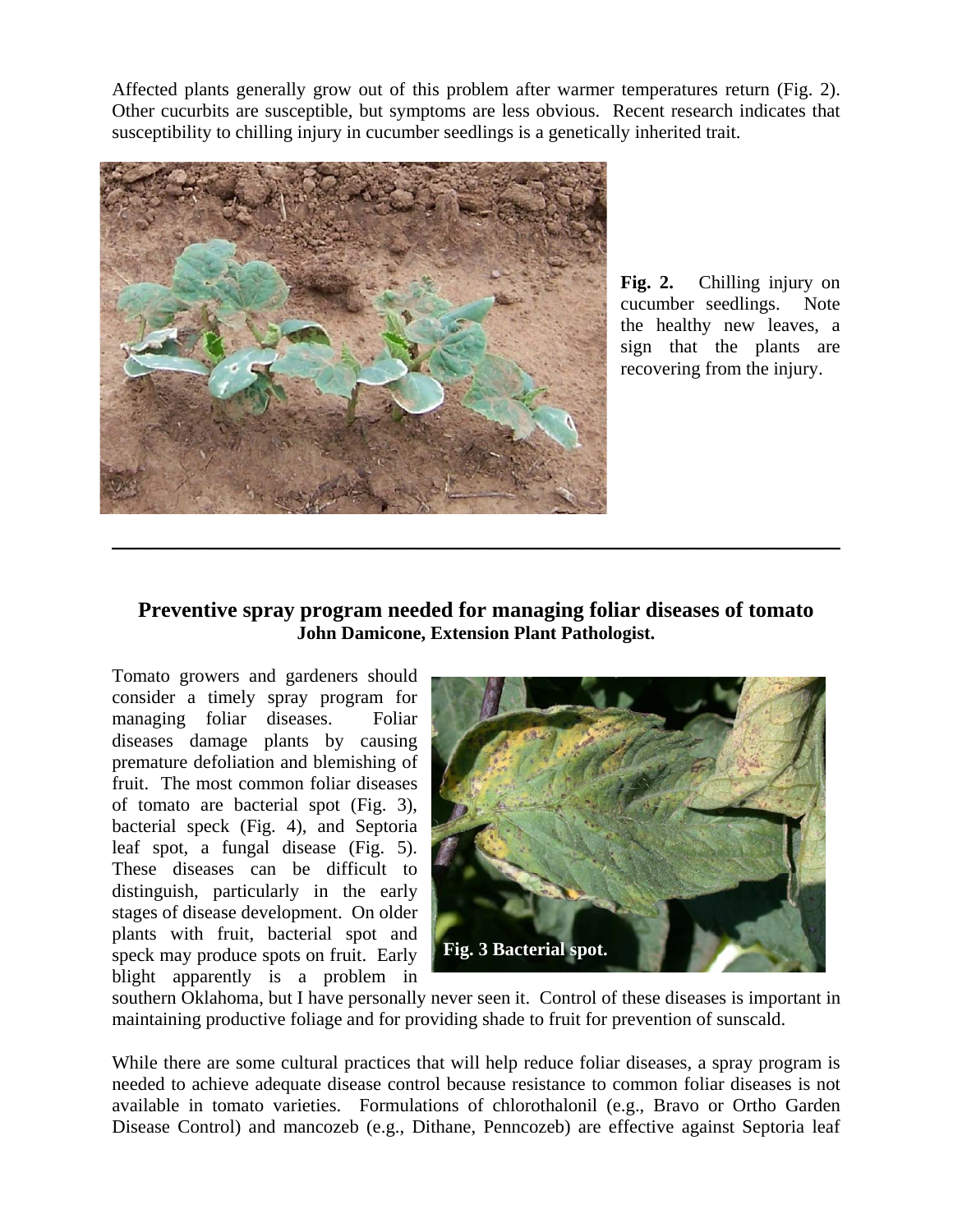Affected plants generally grow out of this problem after warmer temperatures return (Fig. 2). Other cucurbits are susceptible, but symptoms are less obvious. Recent research indicates that susceptibility to chilling injury in cucumber seedlings is a genetically inherited trait.

**Fig. 2.** Chilling injury on cucumber seedlings. Note the healthy new leaves, a sign that the plants are recovering from the injury.

---

## Preventive spray program needed for managing foliar diseases of tomato

**John Damicone, Extension Plant Pathologist.**

Tomato growers and gardeners should consider a timely spray program for managing foliar diseases. Foliar diseases damage plants by causing premature defoliation and blemishing of fruit. The most common foliar diseases of tomato are bacterial spot (Fig. 3), bacterial speck (Fig. 4), and Septoria leaf spot, a fungal disease (Fig. 5). These diseases can be difficult to distinguish, particularly in the early stages of disease development. On older plants with fruit, bacterial spot and speck may produce spots on fruit. Early blight apparently is a problem in southern Oklahoma, but I have personally never seen it. Control of these diseases is important in maintaining productive foliage and for providing shade to fruit for prevention of sunscald.

**Fig. 3 Bacterial spot.**

While there are some cultural practices that will help reduce foliar diseases, a spray program is needed to achieve adequate disease control because resistance to common foliar diseases is not available in tomato varieties. Formulations of chlorothalonil (e.g., Bravo or Ortho Garden Disease Control) and mancozeb (e.g., Dithane, Penncozeb) are effective against Septoria leaf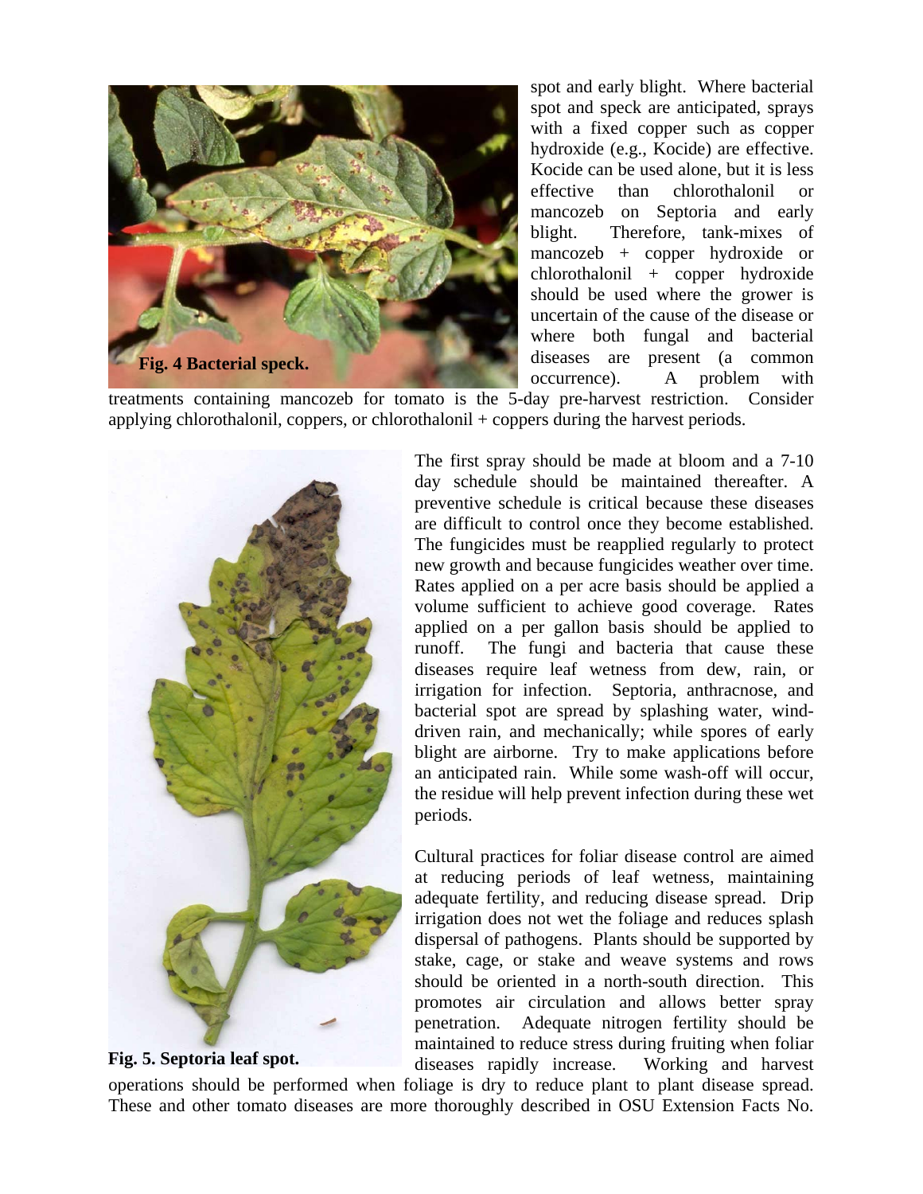spot and early blight. Where bacterial spot and speck are anticipated, sprays with a fixed copper such as copper hydroxide (e.g., Kocide) are effective. Kocide can be used alone, but it is less effective than chlorothalonil or mancozeb on Septoria and early blight. Therefore, tank-mixes of mancozeb + copper hydroxide or chlorothalonil + copper hydroxide should be used where the grower is uncertain of the cause of the disease or where both fungal and bacterial diseases are present (a common occurrence). A problem with treatments containing mancozeb for tomato is the 5-day pre-harvest restriction. Consider applying chlorothalonil, coppers, or chlorothalonil + coppers during the harvest periods.

**Fig. 4 Bacterial speck.**

The first spray should be made at bloom and a 7-10 day schedule should be maintained thereafter. A preventive schedule is critical because these diseases are difficult to control once they become established. The fungicides must be reapplied regularly to protect new growth and because fungicides weather over time. Rates applied on a per acre basis should be applied a volume sufficient to achieve good coverage. Rates applied on a per gallon basis should be applied to runoff. The fungi and bacteria that cause these diseases require leaf wetness from dew, rain, or irrigation for infection. Septoria, anthracnose, and bacterial spot are spread by splashing water, wind-driven rain, and mechanically; while spores of early blight are airborne. Try to make applications before an anticipated rain. While some wash-off will occur, the residue will help prevent infection during these wet periods.

Cultural practices for foliar disease control are aimed at reducing periods of leaf wetness, maintaining adequate fertility, and reducing disease spread. Drip irrigation does not wet the foliage and reduces splash dispersal of pathogens. Plants should be supported by stake, cage, or stake and weave systems and rows should be oriented in a north-south direction. This promotes air circulation and allows better spray penetration. Adequate nitrogen fertility should be maintained to reduce stress during fruiting when foliar diseases rapidly increase. Working and harvest operations should be performed when foliage is dry to reduce plant to plant disease spread. These and other tomato diseases are more thoroughly described in OSU Extension Facts No.

**Fig. 5. Septoria leaf spot.**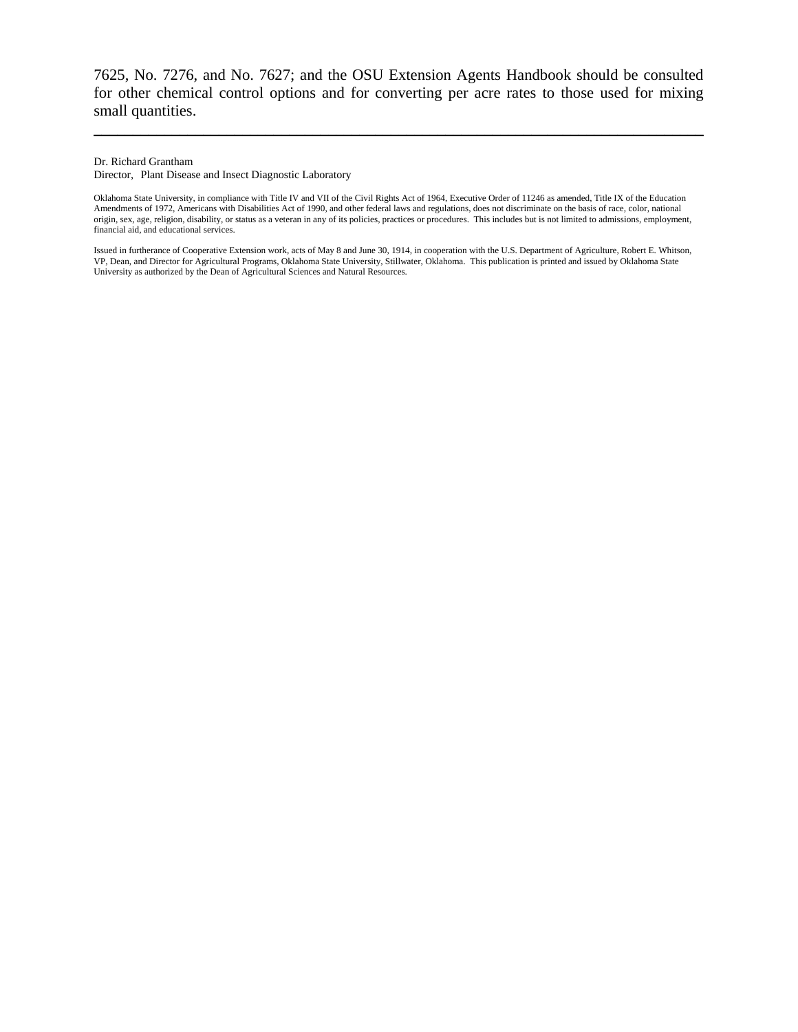7625, No. 7276, and No. 7627; and the OSU Extension Agents Handbook should be consulted for other chemical control options and for converting per acre rates to those used for mixing small quantities.

---

Dr. Richard Grantham
Director, Plant Disease and Insect Diagnostic Laboratory

Oklahoma State University, in compliance with Title IV and VII of the Civil Rights Act of 1964, Executive Order of 11246 as amended, Title IX of the Education Amendments of 1972, Americans with Disabilities Act of 1990, and other federal laws and regulations, does not discriminate on the basis of race, color, national origin, sex, age, religion, disability, or status as a veteran in any of its policies, practices or procedures. This includes but is not limited to admissions, employment, financial aid, and educational services.

Issued in furtherance of Cooperative Extension work, acts of May 8 and June 30, 1914, in cooperation with the U.S. Department of Agriculture, Robert E. Whitson, VP, Dean, and Director for Agricultural Programs, Oklahoma State University, Stillwater, Oklahoma. This publication is printed and issued by Oklahoma State University as authorized by the Dean of Agricultural Sciences and Natural Resources.